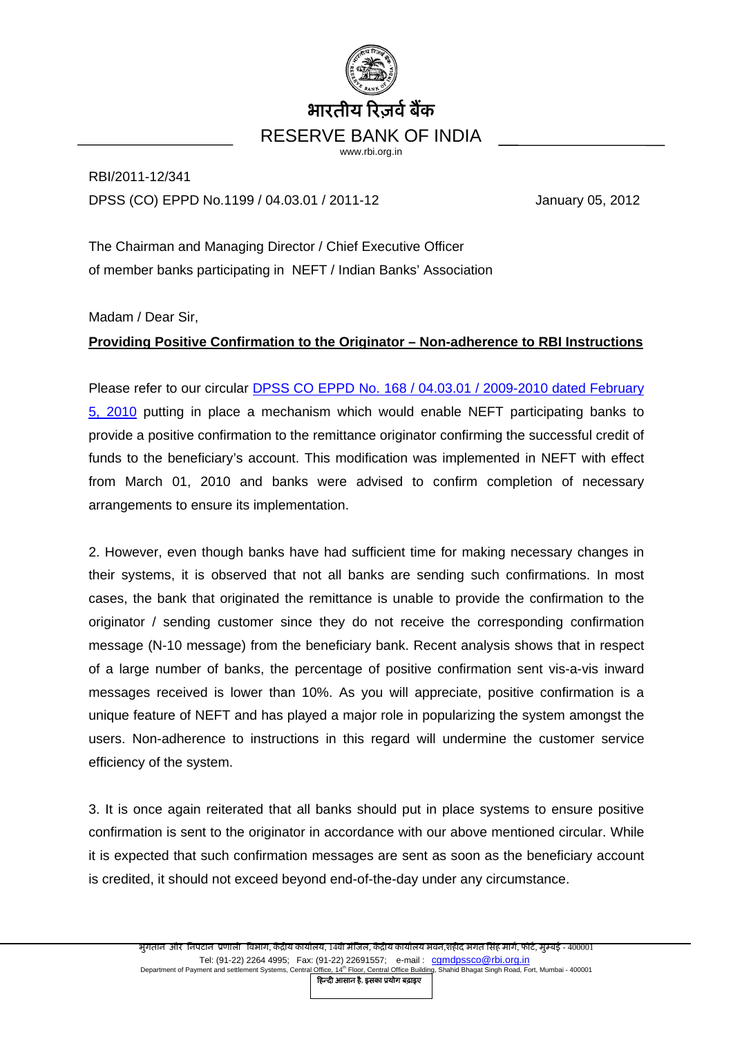भारतीय रिज़र्व बैंक

RESERVE BANK OF INDIA

www.rbi.org.in

RBI/2011-12/341

DPSS (CO) EPPD No.1199 / 04.03.01 / 2011-12 January 05, 2012

The Chairman and Managing Director / Chief Executive Officer
of member banks participating in NEFT / Indian Banks' Association

Madam / Dear Sir,

**Providing Positive Confirmation to the Originator – Non-adherence to RBI Instructions**

Please refer to our circular [DPSS CO EPPD No. 168 / 04.03.01 / 2009-2010 dated February 5, 2010] putting in place a mechanism which would enable NEFT participating banks to provide a positive confirmation to the remittance originator confirming the successful credit of funds to the beneficiary's account. This modification was implemented in NEFT with effect from March 01, 2010 and banks were advised to confirm completion of necessary arrangements to ensure its implementation.

2. However, even though banks have had sufficient time for making necessary changes in their systems, it is observed that not all banks are sending such confirmations. In most cases, the bank that originated the remittance is unable to provide the confirmation to the originator / sending customer since they do not receive the corresponding confirmation message (N-10 message) from the beneficiary bank. Recent analysis shows that in respect of a large number of banks, the percentage of positive confirmation sent vis-a-vis inward messages received is lower than 10%. As you will appreciate, positive confirmation is a unique feature of NEFT and has played a major role in popularizing the system amongst the users. Non-adherence to instructions in this regard will undermine the customer service efficiency of the system.

3. It is once again reiterated that all banks should put in place systems to ensure positive confirmation is sent to the originator in accordance with our above mentioned circular. While it is expected that such confirmation messages are sent as soon as the beneficiary account is credited, it should not exceed beyond end-of-the-day under any circumstance.

भुगतान और निपटान प्रणाली विभाग, केंद्रीय कार्यालय, 14वीं मंजिल, केंद्रीय कार्यालय भवन,शहीद भगत सिंह मार्ग, फोर्ट, मुम्बई - 400001
Tel: (91-22) 2264 4995; Fax: (91-22) 22691557; e-mail : cgmdpssco@rbi.org.in
Department of Payment and settlement Systems, Central Office, 14th Floor, Central Office Building, Shahid Bhagat Singh Road, Fort, Mumbai - 400001

हिन्दी आसान है, इसका प्रयोग बढ़ाइए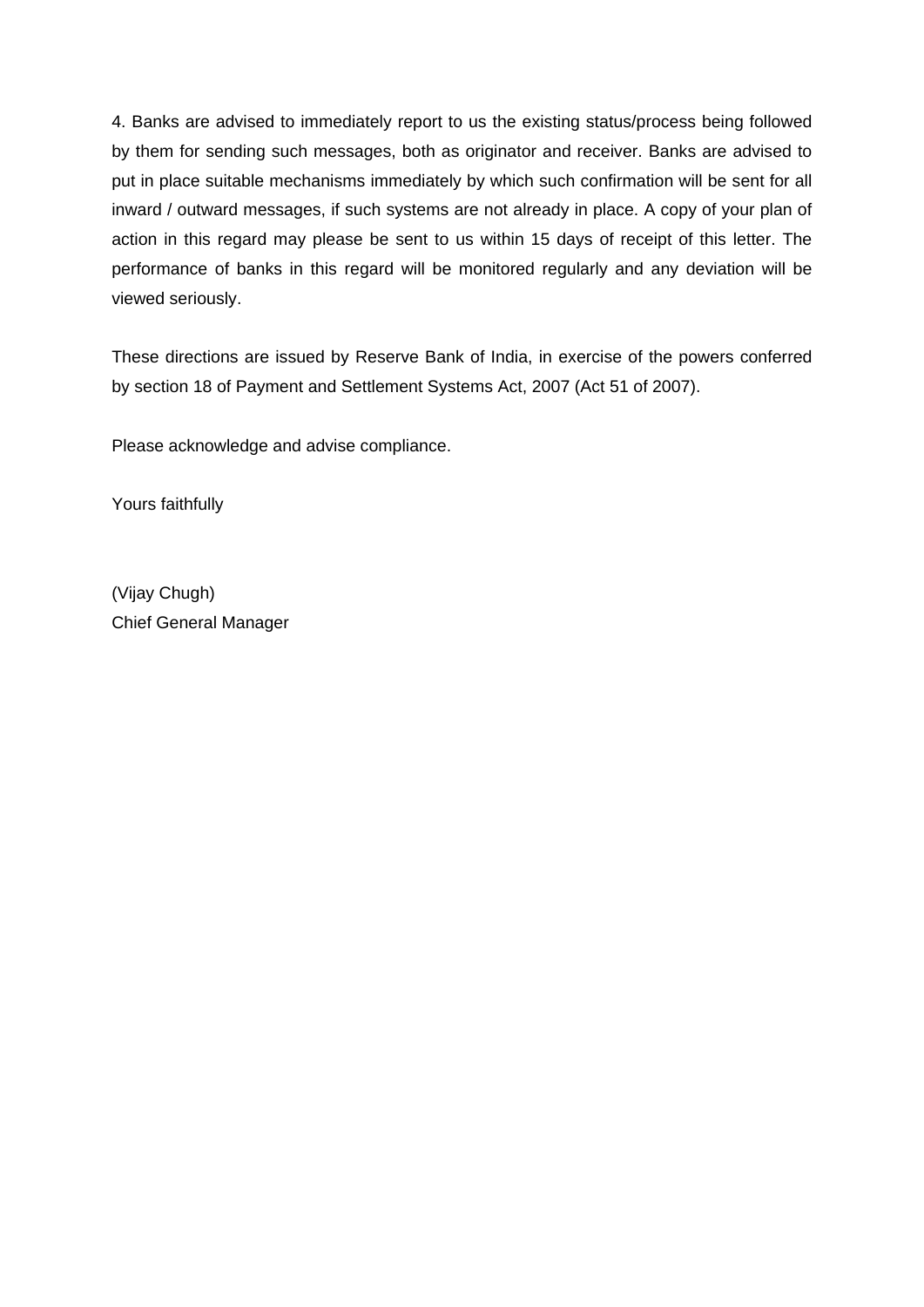4. Banks are advised to immediately report to us the existing status/process being followed by them for sending such messages, both as originator and receiver. Banks are advised to put in place suitable mechanisms immediately by which such confirmation will be sent for all inward / outward messages, if such systems are not already in place. A copy of your plan of action in this regard may please be sent to us within 15 days of receipt of this letter. The performance of banks in this regard will be monitored regularly and any deviation will be viewed seriously.

These directions are issued by Reserve Bank of India, in exercise of the powers conferred by section 18 of Payment and Settlement Systems Act, 2007 (Act 51 of 2007).

Please acknowledge and advise compliance.

Yours faithfully

(Vijay Chugh)
Chief General Manager